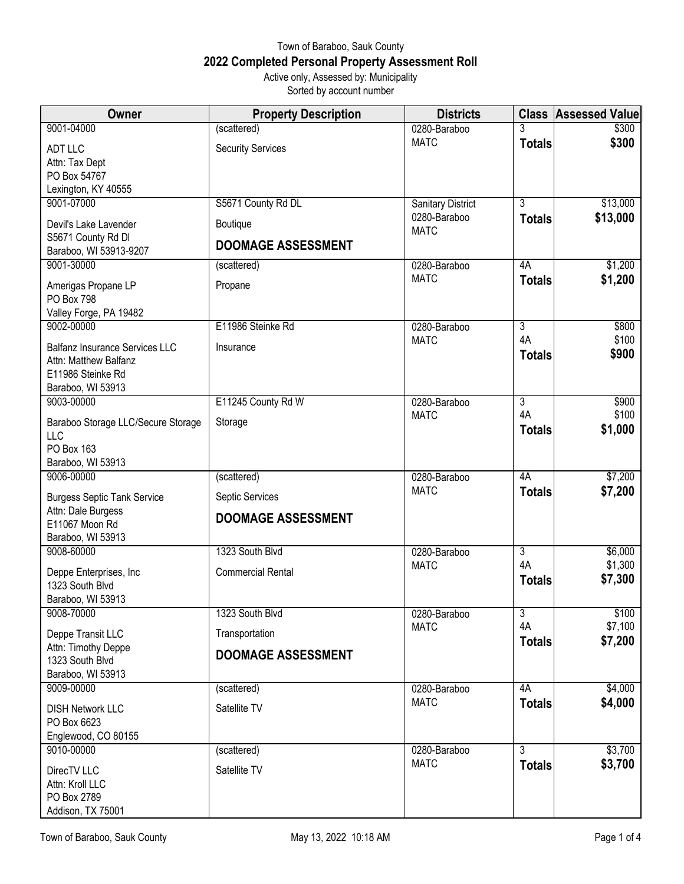Town of Baraboo, Sauk County

# 2022 Completed Personal Property Assessment Roll

Active only, Assessed by: Municipality

Sorted by account number

| Owner | Property Description | Districts | Class | Assessed Value |
|---|---|---|---|---|
| 9001-04000<br>ADT LLC<br>Attn: Tax Dept<br>PO Box 54767<br>Lexington, KY 40555 | (scattered)<br>Security Services | 0280-Baraboo<br>MATC | 3<br>**Totals** | $300<br>**$300** |
| 9001-07000<br>Devil's Lake Lavender<br>S5671 County Rd Dl<br>Baraboo, WI 53913-9207 | S5671 County Rd DL<br>Boutique<br>**DOOMAGE ASSESSMENT** | Sanitary District<br>0280-Baraboo<br>MATC | 3<br>**Totals** | $13,000<br>**$13,000** |
| 9001-30000<br>Amerigas Propane LP<br>PO Box 798<br>Valley Forge, PA 19482 | (scattered)<br>Propane | 0280-Baraboo<br>MATC | 4A<br>**Totals** | $1,200<br>**$1,200** |
| 9002-00000<br>Balfanz Insurance Services LLC<br>Attn: Matthew Balfanz<br>E11986 Steinke Rd<br>Baraboo, WI 53913 | E11986 Steinke Rd<br>Insurance | 0280-Baraboo<br>MATC | 3<br>4A<br>**Totals** | $800<br>$100<br>**$900** |
| 9003-00000<br>Baraboo Storage LLC/Secure Storage LLC<br>PO Box 163<br>Baraboo, WI 53913 | E11245 County Rd W<br>Storage | 0280-Baraboo<br>MATC | 3<br>4A<br>**Totals** | $900<br>$100<br>**$1,000** |
| 9006-00000<br>Burgess Septic Tank Service<br>Attn: Dale Burgess<br>E11067 Moon Rd<br>Baraboo, WI 53913 | (scattered)<br>Septic Services<br>**DOOMAGE ASSESSMENT** | 0280-Baraboo<br>MATC | 4A<br>**Totals** | $7,200<br>**$7,200** |
| 9008-60000<br>Deppe Enterprises, Inc<br>1323 South Blvd<br>Baraboo, WI 53913 | 1323 South Blvd<br>Commercial Rental | 0280-Baraboo<br>MATC | 3<br>4A<br>**Totals** | $6,000<br>$1,300<br>**$7,300** |
| 9008-70000<br>Deppe Transit LLC<br>Attn: Timothy Deppe<br>1323 South Blvd<br>Baraboo, WI 53913 | 1323 South Blvd<br>Transportation<br>**DOOMAGE ASSESSMENT** | 0280-Baraboo<br>MATC | 3<br>4A<br>**Totals** | $100<br>$7,100<br>**$7,200** |
| 9009-00000<br>DISH Network LLC<br>PO Box 6623<br>Englewood, CO 80155 | (scattered)<br>Satellite TV | 0280-Baraboo<br>MATC | 4A<br>**Totals** | $4,000<br>**$4,000** |
| 9010-00000<br>DirecTV LLC<br>Attn: Kroll LLC<br>PO Box 2789<br>Addison, TX 75001 | (scattered)<br>Satellite TV | 0280-Baraboo<br>MATC | 3<br>**Totals** | $3,700<br>**$3,700** |

May 13, 2022 10:18 AM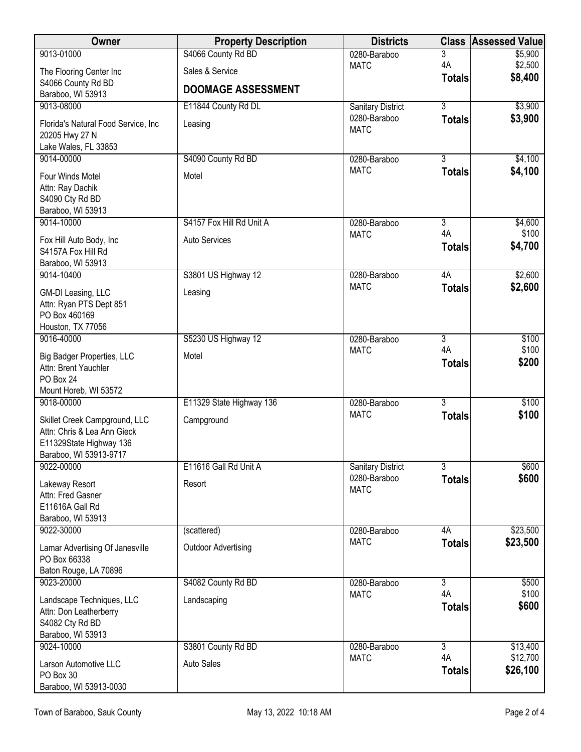| Owner | Property Description | Districts | Class | Assessed Value |
|---|---|---|---|---|
| 9013-01000<br>The Flooring Center Inc<br>S4066 County Rd BD<br>Baraboo, WI 53913 | S4066 County Rd BD<br>Sales & Service<br>**DOOMAGE ASSESSMENT** | 0280-Baraboo<br>MATC | 3<br>4A<br>**Totals** | $5,900<br>$2,500<br>**$8,400** |
| 9013-08000<br>Florida's Natural Food Service, Inc<br>20205 Hwy 27 N<br>Lake Wales, FL 33853 | E11844 County Rd DL<br>Leasing | Sanitary District<br>0280-Baraboo<br>MATC | 3<br>**Totals** | $3,900<br>**$3,900** |
| 9014-00000<br>Four Winds Motel<br>Attn: Ray Dachik<br>S4090 Cty Rd BD<br>Baraboo, WI 53913 | S4090 County Rd BD<br>Motel | 0280-Baraboo<br>MATC | 3<br>**Totals** | $4,100<br>**$4,100** |
| 9014-10000<br>Fox Hill Auto Body, Inc<br>S4157A Fox Hill Rd<br>Baraboo, WI 53913 | S4157 Fox Hill Rd Unit A<br>Auto Services | 0280-Baraboo<br>MATC | 3<br>4A<br>**Totals** | $4,600<br>$100<br>**$4,700** |
| 9014-10400<br>GM-DI Leasing, LLC<br>Attn: Ryan PTS Dept 851<br>PO Box 460169<br>Houston, TX 77056 | S3801 US Highway 12<br>Leasing | 0280-Baraboo<br>MATC | 4A<br>**Totals** | $2,600<br>**$2,600** |
| 9016-40000<br>Big Badger Properties, LLC<br>Attn: Brent Yauchler<br>PO Box 24<br>Mount Horeb, WI 53572 | S5230 US Highway 12<br>Motel | 0280-Baraboo<br>MATC | 3<br>4A<br>**Totals** | $100<br>$100<br>**$200** |
| 9018-00000<br>Skillet Creek Campground, LLC<br>Attn: Chris & Lea Ann Gieck<br>E11329State Highway 136<br>Baraboo, WI 53913-9717 | E11329 State Highway 136<br>Campground | 0280-Baraboo<br>MATC | 3<br>**Totals** | $100<br>**$100** |
| 9022-00000<br>Lakeway Resort<br>Attn: Fred Gasner<br>E11616A Gall Rd<br>Baraboo, WI 53913 | E11616 Gall Rd Unit A<br>Resort | Sanitary District<br>0280-Baraboo<br>MATC | 3<br>**Totals** | $600<br>**$600** |
| 9022-30000<br>Lamar Advertising Of Janesville<br>PO Box 66338<br>Baton Rouge, LA 70896 | (scattered)<br>Outdoor Advertising | 0280-Baraboo<br>MATC | 4A<br>**Totals** | $23,500<br>**$23,500** |
| 9023-20000<br>Landscape Techniques, LLC<br>Attn: Don Leatherberry<br>S4082 Cty Rd BD<br>Baraboo, WI 53913 | S4082 County Rd BD<br>Landscaping | 0280-Baraboo<br>MATC | 3<br>4A<br>**Totals** | $500<br>$100<br>**$600** |
| 9024-10000<br>Larson Automotive LLC<br>PO Box 30<br>Baraboo, WI 53913-0030 | S3801 County Rd BD<br>Auto Sales | 0280-Baraboo<br>MATC | 3<br>4A<br>**Totals** | $13,400<br>$12,700<br>**$26,100** |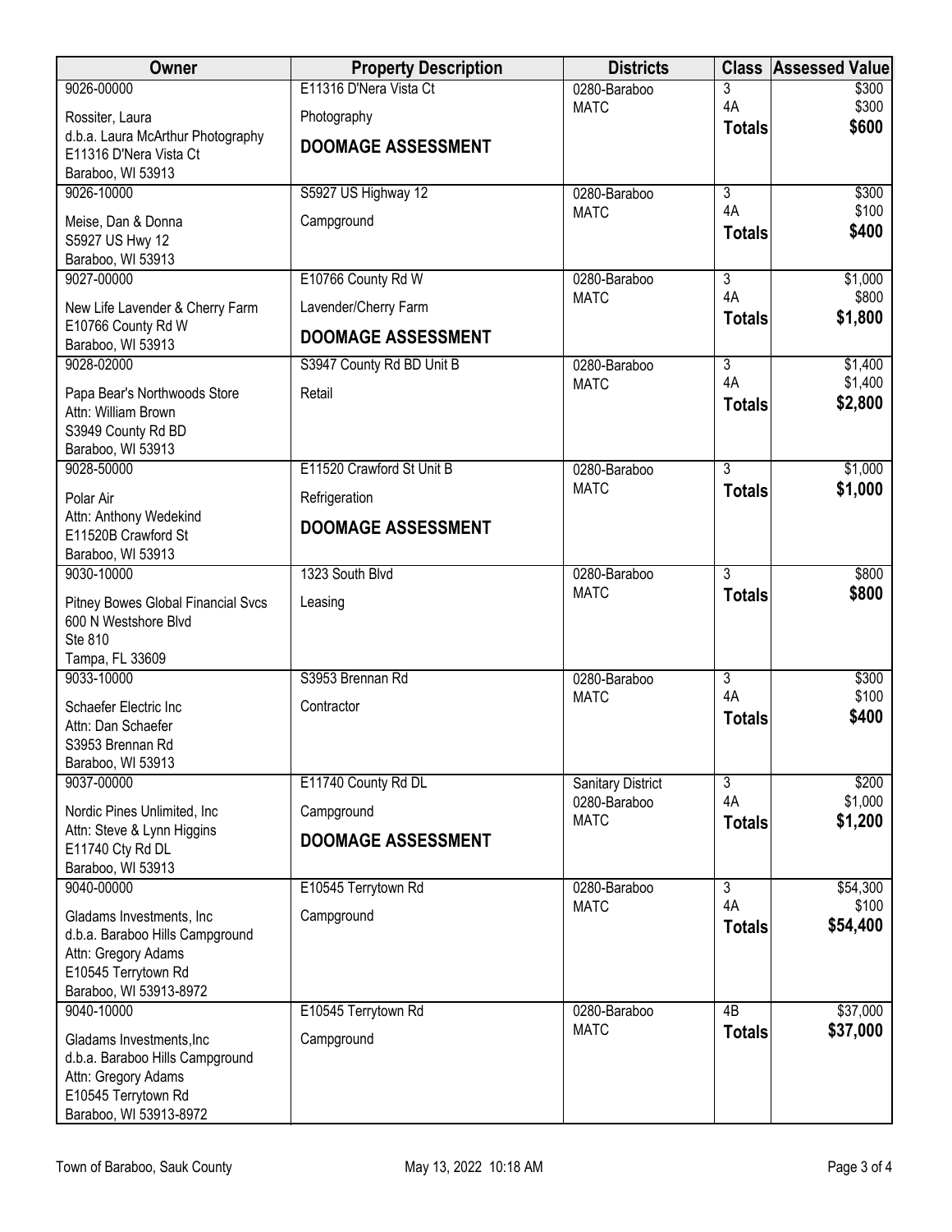| Owner | Property Description | Districts | Class | Assessed Value |
|---|---|---|---|---|
| 9026-00000<br>Rossiter, Laura<br>d.b.a. Laura McArthur Photography<br>E11316 D'Nera Vista Ct<br>Baraboo, WI 53913 | E11316 D'Nera Vista Ct<br>Photography<br>**DOOMAGE ASSESSMENT** | 0280-Baraboo<br>MATC | 3<br>4A<br>**Totals** | $300<br>$300<br>**$600** |
| 9026-10000<br>Meise, Dan & Donna<br>S5927 US Hwy 12<br>Baraboo, WI 53913 | S5927 US Highway 12<br>Campground | 0280-Baraboo<br>MATC | 3<br>4A<br>**Totals** | $300<br>$100<br>**$400** |
| 9027-00000<br>New Life Lavender & Cherry Farm<br>E10766 County Rd W<br>Baraboo, WI 53913 | E10766 County Rd W<br>Lavender/Cherry Farm<br>**DOOMAGE ASSESSMENT** | 0280-Baraboo<br>MATC | 3<br>4A<br>**Totals** | $1,000<br>$800<br>**$1,800** |
| 9028-02000<br>Papa Bear's Northwoods Store<br>Attn: William Brown<br>S3949 County Rd BD<br>Baraboo, WI 53913 | S3947 County Rd BD Unit B<br>Retail | 0280-Baraboo<br>MATC | 3<br>4A<br>**Totals** | $1,400<br>$1,400<br>**$2,800** |
| 9028-50000<br>Polar Air<br>Attn: Anthony Wedekind<br>E11520B Crawford St<br>Baraboo, WI 53913 | E11520 Crawford St Unit B<br>Refrigeration<br>**DOOMAGE ASSESSMENT** | 0280-Baraboo<br>MATC | 3<br>**Totals** | $1,000<br>**$1,000** |
| 9030-10000<br>Pitney Bowes Global Financial Svcs<br>600 N Westshore Blvd<br>Ste 810<br>Tampa, FL 33609 | 1323 South Blvd<br>Leasing | 0280-Baraboo<br>MATC | 3<br>**Totals** | $800<br>**$800** |
| 9033-10000<br>Schaefer Electric Inc<br>Attn: Dan Schaefer<br>S3953 Brennan Rd<br>Baraboo, WI 53913 | S3953 Brennan Rd<br>Contractor | 0280-Baraboo<br>MATC | 3<br>4A<br>**Totals** | $300<br>$100<br>**$400** |
| 9037-00000<br>Nordic Pines Unlimited, Inc<br>Attn: Steve & Lynn Higgins<br>E11740 Cty Rd DL<br>Baraboo, WI 53913 | E11740 County Rd DL<br>Campground<br>**DOOMAGE ASSESSMENT** | Sanitary District<br>0280-Baraboo<br>MATC | 3<br>4A<br>**Totals** | $200<br>$1,000<br>**$1,200** |
| 9040-00000<br>Gladams Investments, Inc<br>d.b.a. Baraboo Hills Campground<br>Attn: Gregory Adams<br>E10545 Terrytown Rd<br>Baraboo, WI 53913-8972 | E10545 Terrytown Rd<br>Campground | 0280-Baraboo<br>MATC | 3<br>4A<br>**Totals** | $54,300<br>$100<br>**$54,400** |
| 9040-10000<br>Gladams Investments,Inc<br>d.b.a. Baraboo Hills Campground<br>Attn: Gregory Adams<br>E10545 Terrytown Rd<br>Baraboo, WI 53913-8972 | E10545 Terrytown Rd<br>Campground | 0280-Baraboo<br>MATC | 4B<br>**Totals** | $37,000<br>**$37,000** |

Town of Baraboo, Sauk County — May 13, 2022 10:18 AM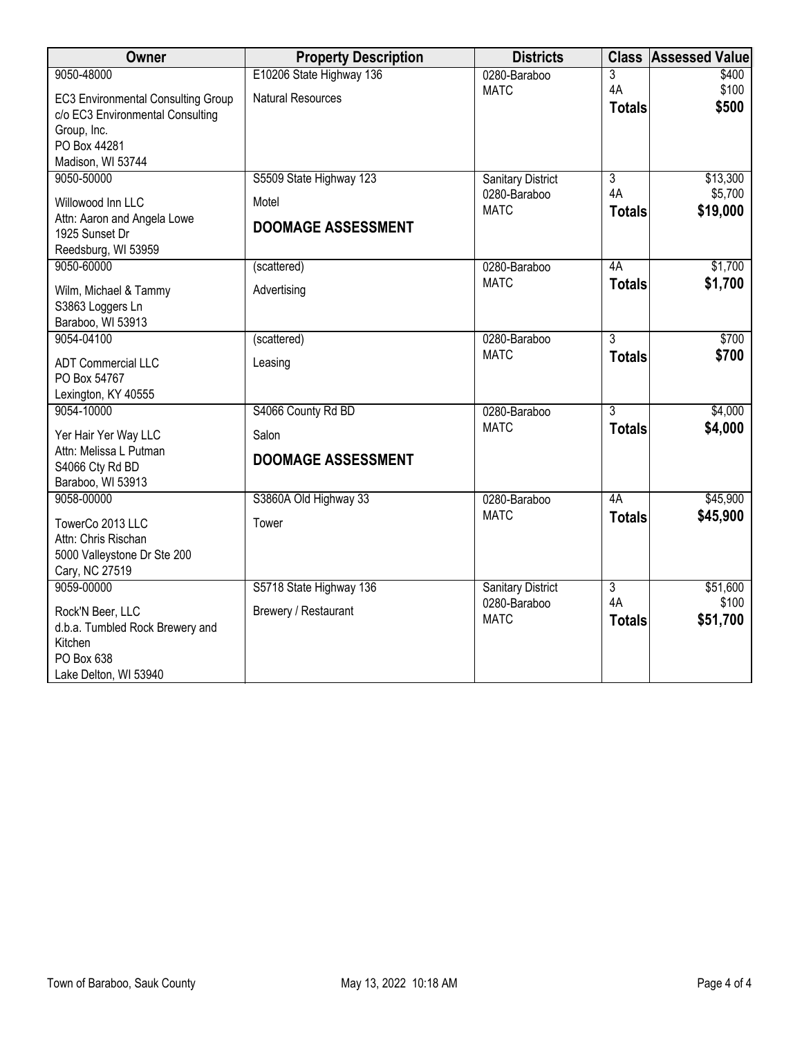| Owner | Property Description | Districts | Class | Assessed Value |
|---|---|---|---|---|
| 9050-48000<br><br>EC3 Environmental Consulting Group<br>c/o EC3 Environmental Consulting Group, Inc.<br>PO Box 44281<br>Madison, WI 53744 | E10206 State Highway 136<br><br>Natural Resources | 0280-Baraboo<br>MATC | 3<br>4A<br>**Totals** | $400<br>$100<br>**$500** |
| 9050-50000<br><br>Willowood Inn LLC<br>Attn: Aaron and Angela Lowe<br>1925 Sunset Dr<br>Reedsburg, WI 53959 | S5509 State Highway 123<br><br>Motel<br><br>**DOOMAGE ASSESSMENT** | Sanitary District<br>0280-Baraboo<br>MATC | 3<br>4A<br>**Totals** | $13,300<br>$5,700<br>**$19,000** |
| 9050-60000<br><br>Wilm, Michael & Tammy<br>S3863 Loggers Ln<br>Baraboo, WI 53913 | (scattered)<br><br>Advertising | 0280-Baraboo<br>MATC | 4A<br>**Totals** | $1,700<br>**$1,700** |
| 9054-04100<br><br>ADT Commercial LLC<br>PO Box 54767<br>Lexington, KY 40555 | (scattered)<br><br>Leasing | 0280-Baraboo<br>MATC | 3<br>**Totals** | $700<br>**$700** |
| 9054-10000<br><br>Yer Hair Yer Way LLC<br>Attn: Melissa L Putman<br>S4066 Cty Rd BD<br>Baraboo, WI 53913 | S4066 County Rd BD<br><br>Salon<br><br>**DOOMAGE ASSESSMENT** | 0280-Baraboo<br>MATC | 3<br>**Totals** | $4,000<br>**$4,000** |
| 9058-00000<br><br>TowerCo 2013 LLC<br>Attn: Chris Rischan<br>5000 Valleystone Dr Ste 200<br>Cary, NC 27519 | S3860A Old Highway 33<br><br>Tower | 0280-Baraboo<br>MATC | 4A<br>**Totals** | $45,900<br>**$45,900** |
| 9059-00000<br><br>Rock'N Beer, LLC<br>d.b.a. Tumbled Rock Brewery and Kitchen<br>PO Box 638<br>Lake Delton, WI 53940 | S5718 State Highway 136<br><br>Brewery / Restaurant | Sanitary District<br>0280-Baraboo<br>MATC | 3<br>4A<br>**Totals** | $51,600<br>$100<br>**$51,700** |

Town of Baraboo, Sauk County May 13, 2022 10:18 AM